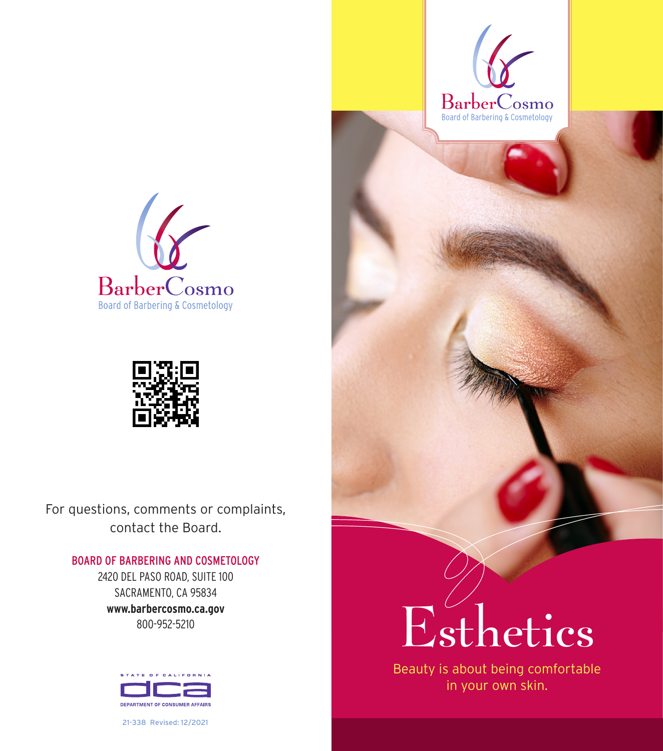BarberCosmo
Board of Barbering & Cosmetology

For questions, comments or complaints, contact the Board.

**BOARD OF BARBERING AND COSMETOLOGY**
2420 DEL PASO ROAD, SUITE 100
SACRAMENTO, CA 95834
**www.barbercosmo.ca.gov**
800-952-5210

STATE OF CALIFORNIA
DEPARTMENT OF CONSUMER AFFAIRS

21-338 Revised: 12/2021

BarberCosmo
Board of Barbering & Cosmetology

# Esthetics

Beauty is about being comfortable in your own skin.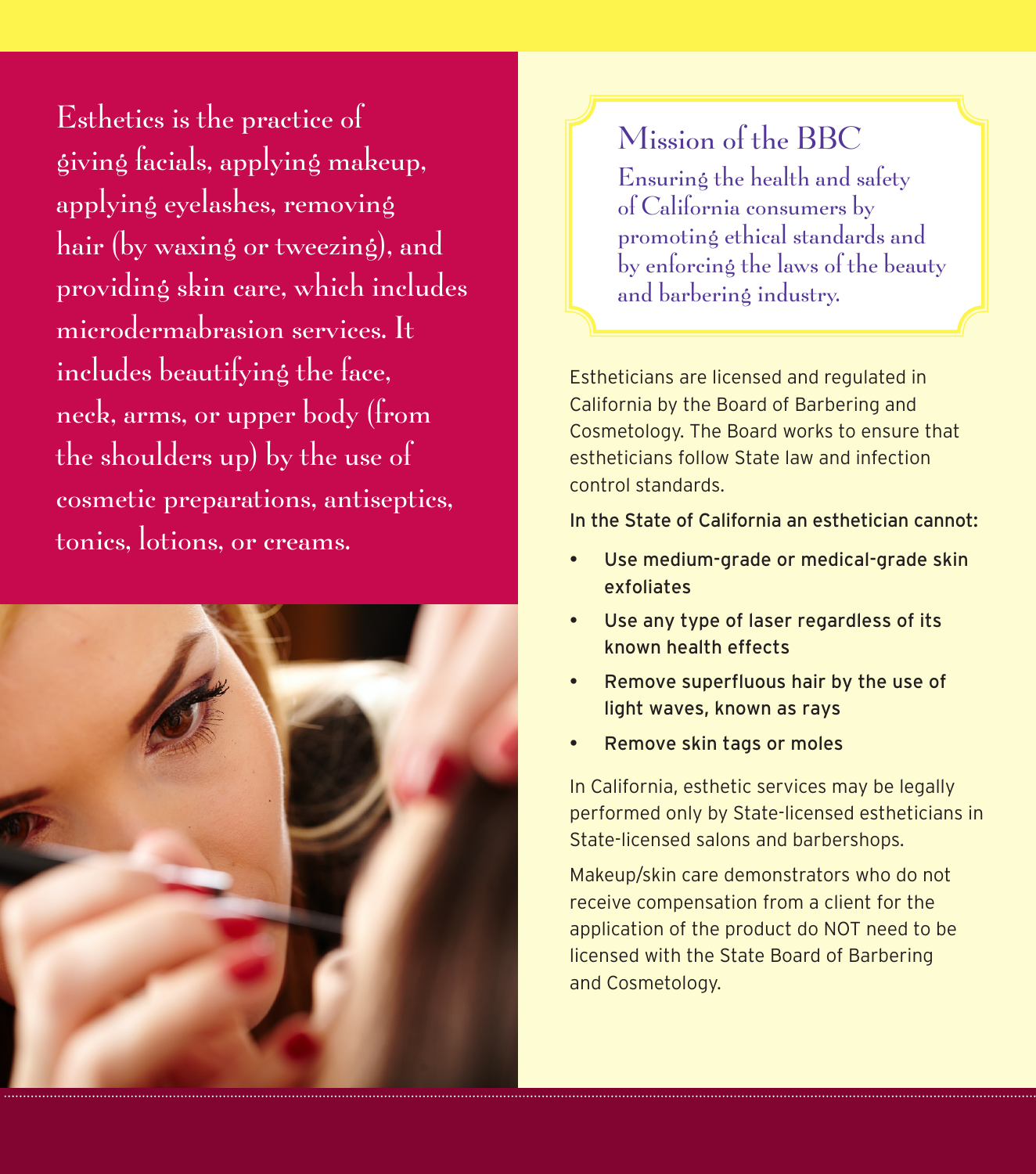Esthetics is the practice of giving facials, applying makeup, applying eyelashes, removing hair (by waxing or tweezing), and providing skin care, which includes microdermabrasion services. It includes beautifying the face, neck, arms, or upper body (from the shoulders up) by the use of cosmetic preparations, antiseptics, tonics, lotions, or creams.

## Mission of the BBC

Ensuring the health and safety of California consumers by promoting ethical standards and by enforcing the laws of the beauty and barbering industry.

Estheticians are licensed and regulated in California by the Board of Barbering and Cosmetology. The Board works to ensure that estheticians follow State law and infection control standards.

**In the State of California an esthetician cannot:**

- **Use medium-grade or medical-grade skin exfoliates**
- **Use any type of laser regardless of its known health effects**
- **Remove superfluous hair by the use of light waves, known as rays**
- **Remove skin tags or moles**

In California, esthetic services may be legally performed only by State-licensed estheticians in State-licensed salons and barbershops.

Makeup/skin care demonstrators who do not receive compensation from a client for the application of the product do NOT need to be licensed with the State Board of Barbering and Cosmetology.